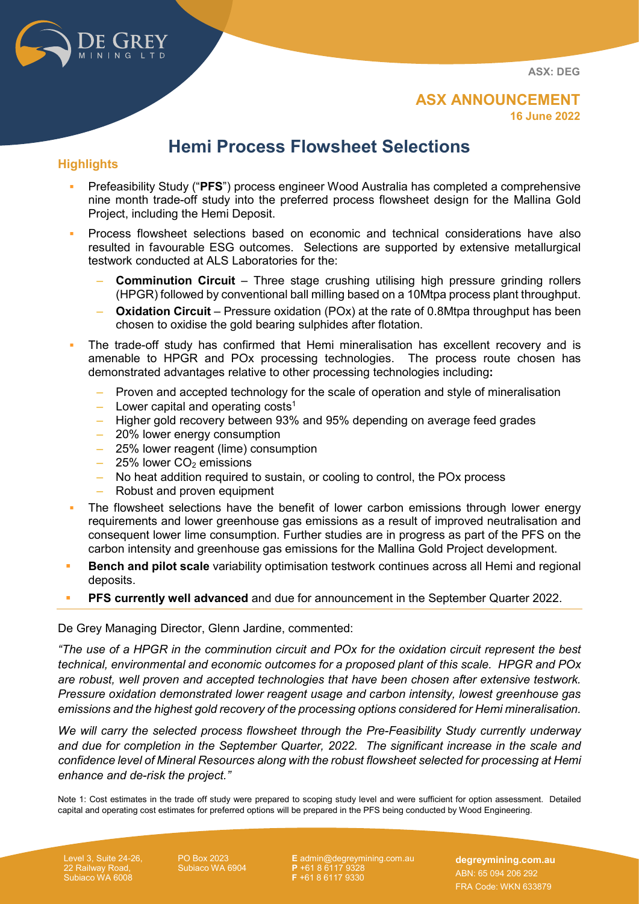ASX: DEG

**ASX ANNOUNCEMENT**
**16 June 2022**

# Hemi Process Flowsheet Selections

## Highlights

- Prefeasibility Study ("**PFS**") process engineer Wood Australia has completed a comprehensive nine month trade-off study into the preferred process flowsheet design for the Mallina Gold Project, including the Hemi Deposit.
- Process flowsheet selections based on economic and technical considerations have also resulted in favourable ESG outcomes. Selections are supported by extensive metallurgical testwork conducted at ALS Laboratories for the:
  - **Comminution Circuit** – Three stage crushing utilising high pressure grinding rollers (HPGR) followed by conventional ball milling based on a 10Mtpa process plant throughput.
  - **Oxidation Circuit** – Pressure oxidation (POx) at the rate of 0.8Mtpa throughput has been chosen to oxidise the gold bearing sulphides after flotation.
- The trade-off study has confirmed that Hemi mineralisation has excellent recovery and is amenable to HPGR and POx processing technologies. The process route chosen has demonstrated advantages relative to other processing technologies including**:**
  - Proven and accepted technology for the scale of operation and style of mineralisation
  - Lower capital and operating costs[1]
  - Higher gold recovery between 93% and 95% depending on average feed grades
  - 20% lower energy consumption
  - 25% lower reagent (lime) consumption
  - 25% lower $CO_2$ emissions
  - No heat addition required to sustain, or cooling to control, the POx process
  - Robust and proven equipment
- The flowsheet selections have the benefit of lower carbon emissions through lower energy requirements and lower greenhouse gas emissions as a result of improved neutralisation and consequent lower lime consumption. Further studies are in progress as part of the PFS on the carbon intensity and greenhouse gas emissions for the Mallina Gold Project development.
- **Bench and pilot scale** variability optimisation testwork continues across all Hemi and regional deposits.
- **PFS currently well advanced** and due for announcement in the September Quarter 2022.

De Grey Managing Director, Glenn Jardine, commented:

*"The use of a HPGR in the comminution circuit and POx for the oxidation circuit represent the best technical, environmental and economic outcomes for a proposed plant of this scale. HPGR and POx are robust, well proven and accepted technologies that have been chosen after extensive testwork. Pressure oxidation demonstrated lower reagent usage and carbon intensity, lowest greenhouse gas emissions and the highest gold recovery of the processing options considered for Hemi mineralisation.*

*We will carry the selected process flowsheet through the Pre-Feasibility Study currently underway and due for completion in the September Quarter, 2022. The significant increase in the scale and confidence level of Mineral Resources along with the robust flowsheet selected for processing at Hemi enhance and de-risk the project."*

Note 1: Cost estimates in the trade off study were prepared to scoping study level and were sufficient for option assessment. Detailed capital and operating cost estimates for preferred options will be prepared in the PFS being conducted by Wood Engineering.

Level 3, Suite 24-26, 22 Railway Road, Subiaco WA 6008 | PO Box 2023 Subiaco WA 6904 | **E** admin@degreymining.com.au **P** +61 8 6117 9328 **F** +61 8 6117 9330 | **degreymining.com.au** ABN: 65 094 206 292 FRA Code: WKN 633879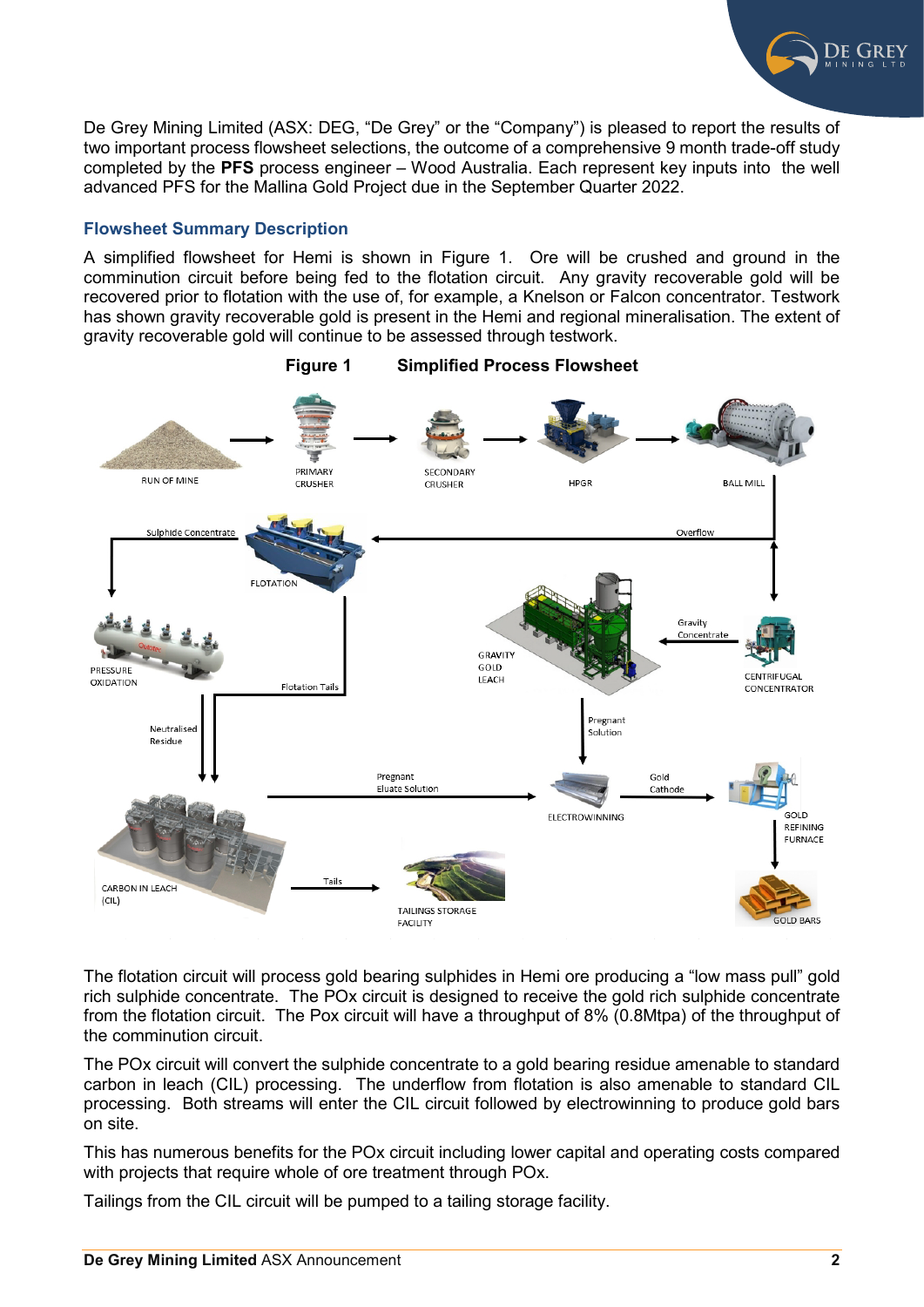De Grey Mining Limited (ASX: DEG, "De Grey" or the "Company") is pleased to report the results of two important process flowsheet selections, the outcome of a comprehensive 9 month trade-off study completed by the **PFS** process engineer – Wood Australia. Each represent key inputs into the well advanced PFS for the Mallina Gold Project due in the September Quarter 2022.

### Flowsheet Summary Description

A simplified flowsheet for Hemi is shown in Figure 1. Ore will be crushed and ground in the comminution circuit before being fed to the flotation circuit. Any gravity recoverable gold will be recovered prior to flotation with the use of, for example, a Knelson or Falcon concentrator. Testwork has shown gravity recoverable gold is present in the Hemi and regional mineralisation. The extent of gravity recoverable gold will continue to be assessed through testwork.

**Figure 1 Simplified Process Flowsheet**

The flotation circuit will process gold bearing sulphides in Hemi ore producing a "low mass pull" gold rich sulphide concentrate. The POx circuit is designed to receive the gold rich sulphide concentrate from the flotation circuit. The Pox circuit will have a throughput of 8% (0.8Mtpa) of the throughput of the comminution circuit.

The POx circuit will convert the sulphide concentrate to a gold bearing residue amenable to standard carbon in leach (CIL) processing. The underflow from flotation is also amenable to standard CIL processing. Both streams will enter the CIL circuit followed by electrowinning to produce gold bars on site.

This has numerous benefits for the POx circuit including lower capital and operating costs compared with projects that require whole of ore treatment through POx.

Tailings from the CIL circuit will be pumped to a tailing storage facility.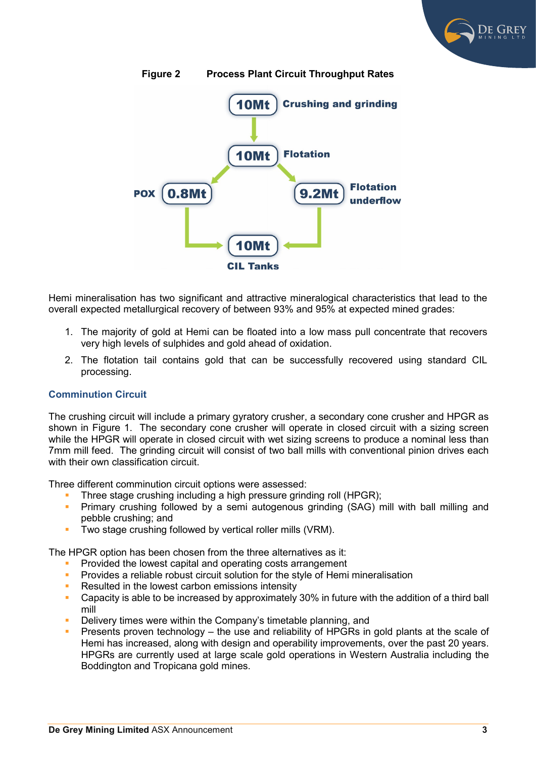**Figure 2 Process Plant Circuit Throughput Rates**

10Mt Crushing and grinding

10Mt Flotation

POX 0.8Mt

9.2Mt Flotation underflow

10Mt CIL Tanks

Hemi mineralisation has two significant and attractive mineralogical characteristics that lead to the overall expected metallurgical recovery of between 93% and 95% at expected mined grades:

1. The majority of gold at Hemi can be floated into a low mass pull concentrate that recovers very high levels of sulphides and gold ahead of oxidation.
2. The flotation tail contains gold that can be successfully recovered using standard CIL processing.

### Comminution Circuit

The crushing circuit will include a primary gyratory crusher, a secondary cone crusher and HPGR as shown in Figure 1. The secondary cone crusher will operate in closed circuit with a sizing screen while the HPGR will operate in closed circuit with wet sizing screens to produce a nominal less than 7mm mill feed. The grinding circuit will consist of two ball mills with conventional pinion drives each with their own classification circuit.

Three different comminution circuit options were assessed:

- Three stage crushing including a high pressure grinding roll (HPGR);
- Primary crushing followed by a semi autogenous grinding (SAG) mill with ball milling and pebble crushing; and
- Two stage crushing followed by vertical roller mills (VRM).

The HPGR option has been chosen from the three alternatives as it:

- Provided the lowest capital and operating costs arrangement
- Provides a reliable robust circuit solution for the style of Hemi mineralisation
- Resulted in the lowest carbon emissions intensity
- Capacity is able to be increased by approximately 30% in future with the addition of a third ball mill
- Delivery times were within the Company's timetable planning, and
- Presents proven technology – the use and reliability of HPGRs in gold plants at the scale of Hemi has increased, along with design and operability improvements, over the past 20 years. HPGRs are currently used at large scale gold operations in Western Australia including the Boddington and Tropicana gold mines.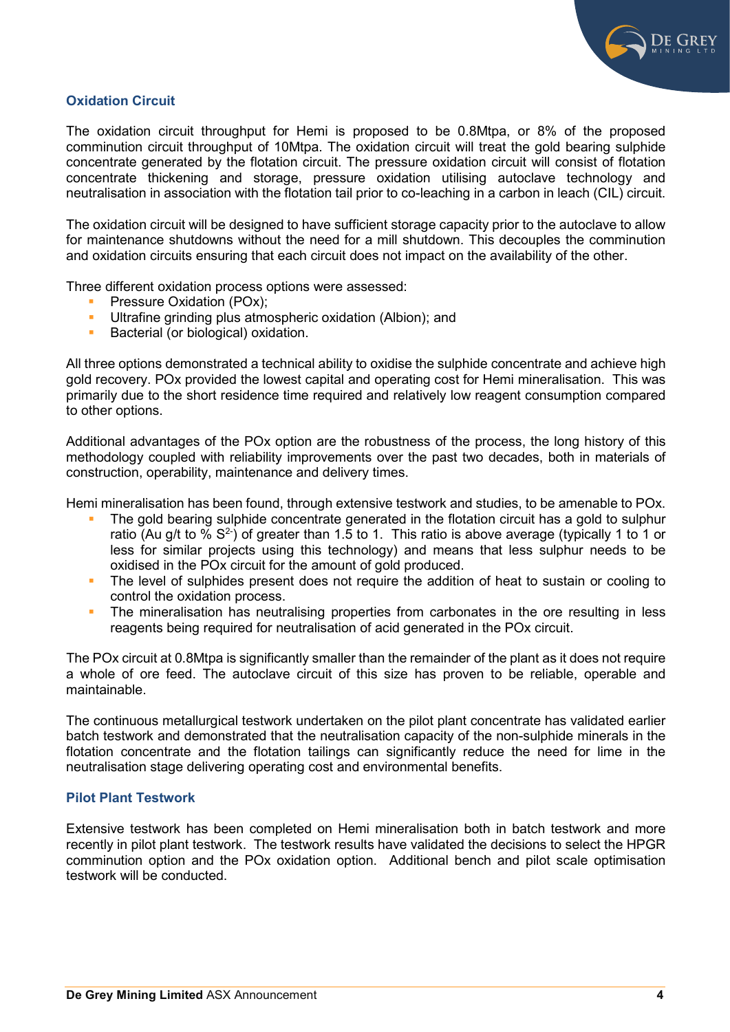### Oxidation Circuit

The oxidation circuit throughput for Hemi is proposed to be 0.8Mtpa, or 8% of the proposed comminution circuit throughput of 10Mtpa. The oxidation circuit will treat the gold bearing sulphide concentrate generated by the flotation circuit. The pressure oxidation circuit will consist of flotation concentrate thickening and storage, pressure oxidation utilising autoclave technology and neutralisation in association with the flotation tail prior to co-leaching in a carbon in leach (CIL) circuit.

The oxidation circuit will be designed to have sufficient storage capacity prior to the autoclave to allow for maintenance shutdowns without the need for a mill shutdown. This decouples the comminution and oxidation circuits ensuring that each circuit does not impact on the availability of the other.

Three different oxidation process options were assessed:

- Pressure Oxidation (POx);
- Ultrafine grinding plus atmospheric oxidation (Albion); and
- Bacterial (or biological) oxidation.

All three options demonstrated a technical ability to oxidise the sulphide concentrate and achieve high gold recovery. POx provided the lowest capital and operating cost for Hemi mineralisation. This was primarily due to the short residence time required and relatively low reagent consumption compared to other options.

Additional advantages of the POx option are the robustness of the process, the long history of this methodology coupled with reliability improvements over the past two decades, both in materials of construction, operability, maintenance and delivery times.

Hemi mineralisation has been found, through extensive testwork and studies, to be amenable to POx.

- The gold bearing sulphide concentrate generated in the flotation circuit has a gold to sulphur ratio (Au g/t to % $S^{2-}$) of greater than 1.5 to 1. This ratio is above average (typically 1 to 1 or less for similar projects using this technology) and means that less sulphur needs to be oxidised in the POx circuit for the amount of gold produced.
- The level of sulphides present does not require the addition of heat to sustain or cooling to control the oxidation process.
- The mineralisation has neutralising properties from carbonates in the ore resulting in less reagents being required for neutralisation of acid generated in the POx circuit.

The POx circuit at 0.8Mtpa is significantly smaller than the remainder of the plant as it does not require a whole of ore feed. The autoclave circuit of this size has proven to be reliable, operable and maintainable.

The continuous metallurgical testwork undertaken on the pilot plant concentrate has validated earlier batch testwork and demonstrated that the neutralisation capacity of the non-sulphide minerals in the flotation concentrate and the flotation tailings can significantly reduce the need for lime in the neutralisation stage delivering operating cost and environmental benefits.

### Pilot Plant Testwork

Extensive testwork has been completed on Hemi mineralisation both in batch testwork and more recently in pilot plant testwork. The testwork results have validated the decisions to select the HPGR comminution option and the POx oxidation option. Additional bench and pilot scale optimisation testwork will be conducted.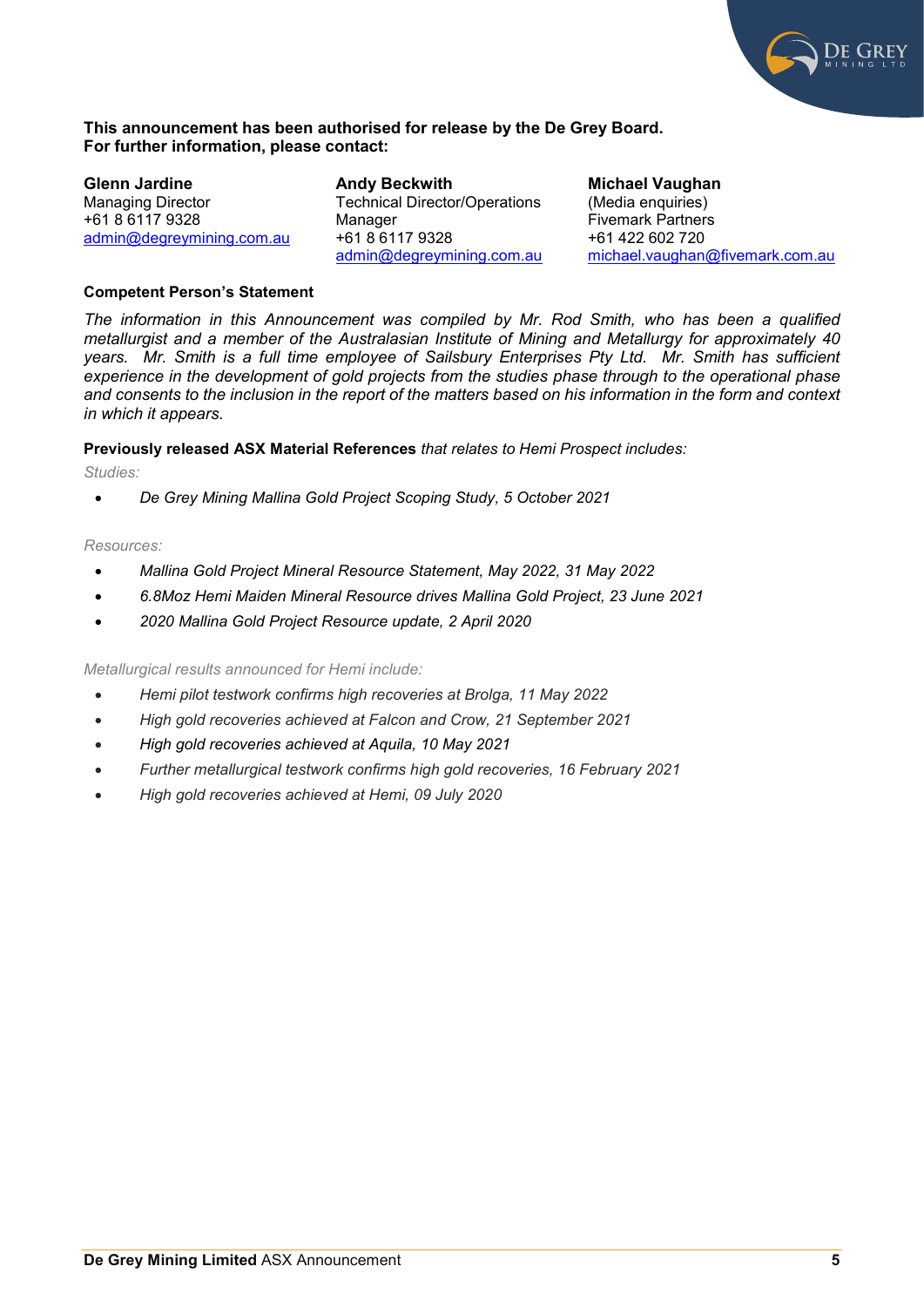**This announcement has been authorised for release by the De Grey Board.**
**For further information, please contact:**

**Glenn Jardine**
Managing Director
+61 8 6117 9328
admin@degreymining.com.au

**Andy Beckwith**
Technical Director/Operations Manager
+61 8 6117 9328
admin@degreymining.com.au

**Michael Vaughan**
(Media enquiries)
Fivemark Partners
+61 422 602 720
michael.vaughan@fivemark.com.au

**Competent Person's Statement**

*The information in this Announcement was compiled by Mr. Rod Smith, who has been a qualified metallurgist and a member of the Australasian Institute of Mining and Metallurgy for approximately 40 years. Mr. Smith is a full time employee of Sailsbury Enterprises Pty Ltd. Mr. Smith has sufficient experience in the development of gold projects from the studies phase through to the operational phase and consents to the inclusion in the report of the matters based on his information in the form and context in which it appears.*

**Previously released ASX Material References** *that relates to Hemi Prospect includes:*

*Studies:*

- *De Grey Mining Mallina Gold Project Scoping Study, 5 October 2021*

*Resources:*

- *Mallina Gold Project Mineral Resource Statement, May 2022, 31 May 2022*
- *6.8Moz Hemi Maiden Mineral Resource drives Mallina Gold Project, 23 June 2021*
- *2020 Mallina Gold Project Resource update, 2 April 2020*

*Metallurgical results announced for Hemi include:*

- *Hemi pilot testwork confirms high recoveries at Brolga, 11 May 2022*
- *High gold recoveries achieved at Falcon and Crow, 21 September 2021*
- *High gold recoveries achieved at Aquila, 10 May 2021*
- *Further metallurgical testwork confirms high gold recoveries, 16 February 2021*
- *High gold recoveries achieved at Hemi, 09 July 2020*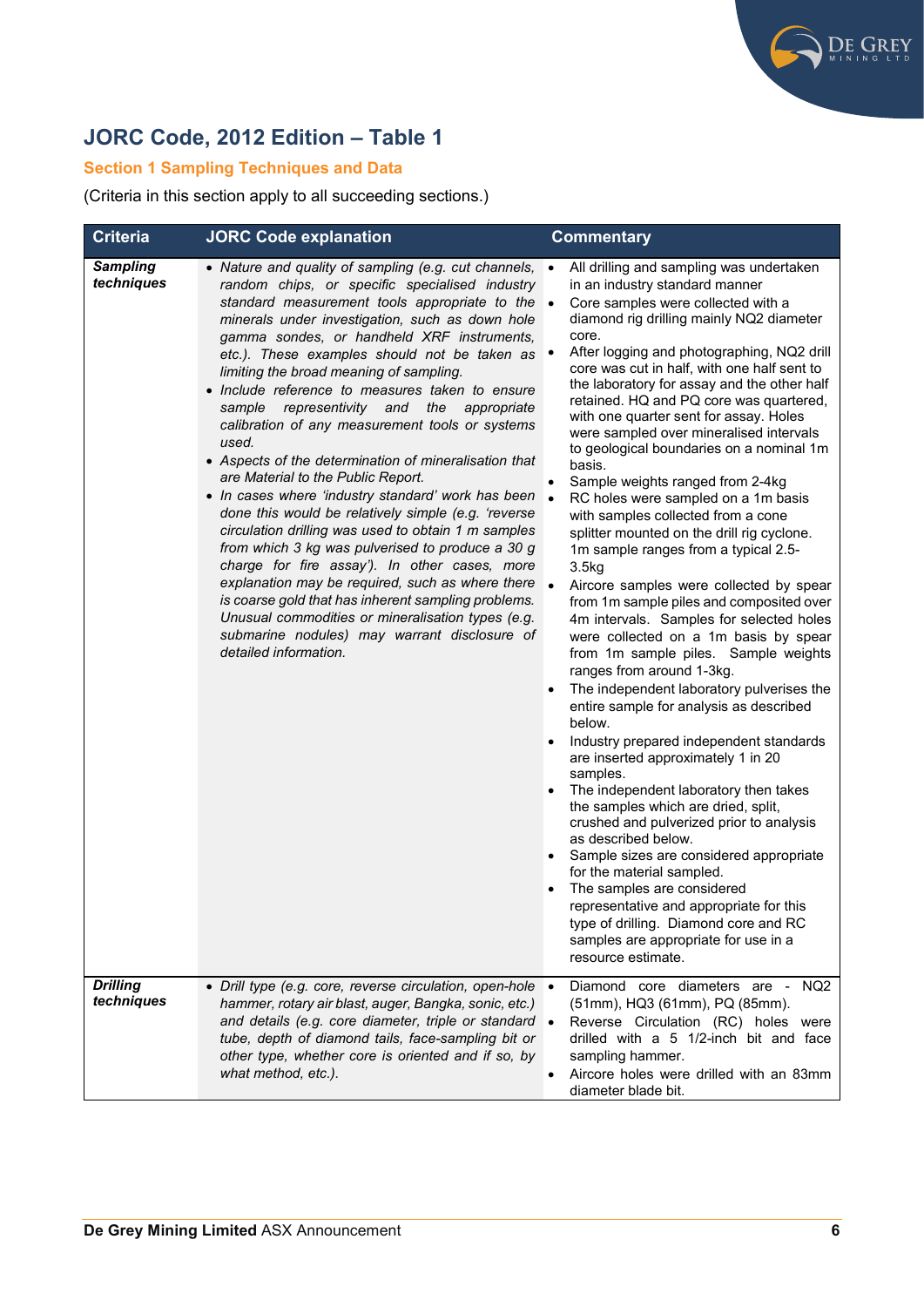# JORC Code, 2012 Edition – Table 1

## Section 1 Sampling Techniques and Data

(Criteria in this section apply to all succeeding sections.)

| Criteria | JORC Code explanation | Commentary |
|---|---|---|
| ***Sampling techniques*** | • *Nature and quality of sampling (e.g. cut channels, random chips, or specific specialised industry standard measurement tools appropriate to the minerals under investigation, such as down hole gamma sondes, or handheld XRF instruments, etc.). These examples should not be taken as limiting the broad meaning of sampling.*<br>• *Include reference to measures taken to ensure sample representivity and the appropriate calibration of any measurement tools or systems used.*<br>• *Aspects of the determination of mineralisation that are Material to the Public Report.*<br>• *In cases where 'industry standard' work has been done this would be relatively simple (e.g. 'reverse circulation drilling was used to obtain 1 m samples from which 3 kg was pulverised to produce a 30 g charge for fire assay'). In other cases, more explanation may be required, such as where there is coarse gold that has inherent sampling problems. Unusual commodities or mineralisation types (e.g. submarine nodules) may warrant disclosure of detailed information.* | • All drilling and sampling was undertaken in an industry standard manner<br>• Core samples were collected with a diamond rig drilling mainly NQ2 diameter core.<br>• After logging and photographing, NQ2 drill core was cut in half, with one half sent to the laboratory for assay and the other half retained. HQ and PQ core was quartered, with one quarter sent for assay. Holes were sampled over mineralised intervals to geological boundaries on a nominal 1m basis.<br>• Sample weights ranged from 2-4kg<br>• RC holes were sampled on a 1m basis with samples collected from a cone splitter mounted on the drill rig cyclone. 1m sample ranges from a typical 2.5-3.5kg<br>• Aircore samples were collected by spear from 1m sample piles and composited over 4m intervals. Samples for selected holes were collected on a 1m basis by spear from 1m sample piles. Sample weights ranges from around 1-3kg.<br>• The independent laboratory pulverises the entire sample for analysis as described below.<br>• Industry prepared independent standards are inserted approximately 1 in 20 samples.<br>• The independent laboratory then takes the samples which are dried, split, crushed and pulverized prior to analysis as described below.<br>• Sample sizes are considered appropriate for the material sampled.<br>• The samples are considered representative and appropriate for this type of drilling. Diamond core and RC samples are appropriate for use in a resource estimate. |
| ***Drilling techniques*** | • *Drill type (e.g. core, reverse circulation, open-hole hammer, rotary air blast, auger, Bangka, sonic, etc.) and details (e.g. core diameter, triple or standard tube, depth of diamond tails, face-sampling bit or other type, whether core is oriented and if so, by what method, etc.).* | • Diamond core diameters are - NQ2 (51mm), HQ3 (61mm), PQ (85mm).<br>• Reverse Circulation (RC) holes were drilled with a 5 1/2-inch bit and face sampling hammer.<br>• Aircore holes were drilled with an 83mm diameter blade bit. |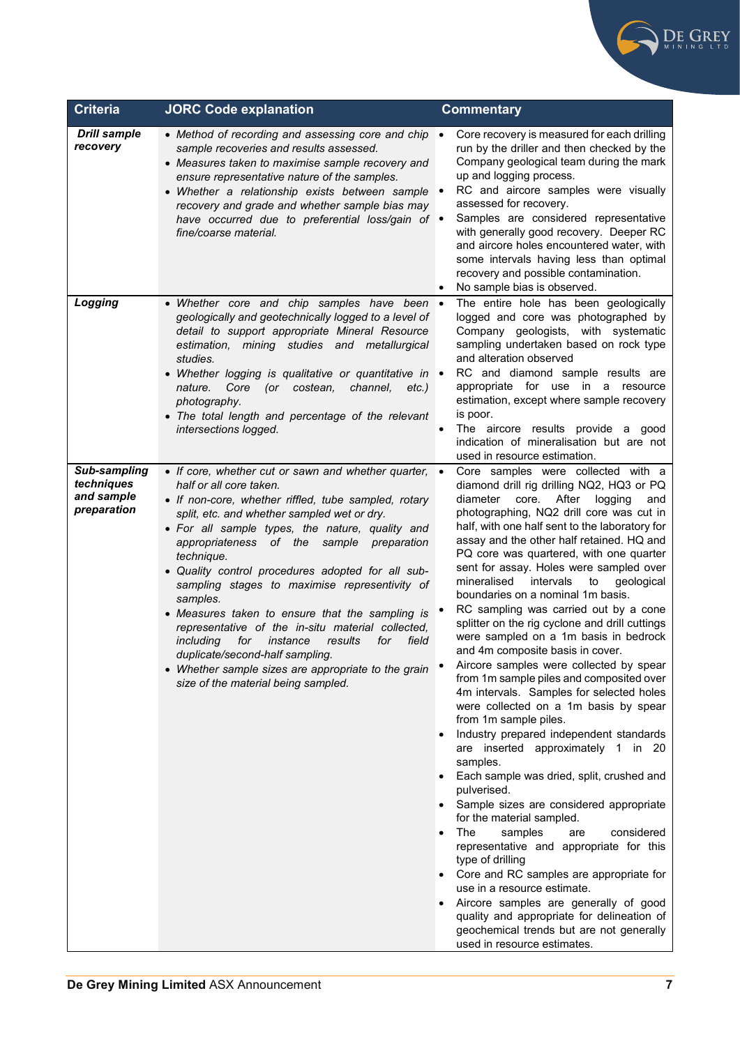| Criteria | JORC Code explanation | Commentary |
|---|---|---|
| ***Drill sample recovery*** | • *Method of recording and assessing core and chip sample recoveries and results assessed.*<br>• *Measures taken to maximise sample recovery and ensure representative nature of the samples.*<br>• *Whether a relationship exists between sample recovery and grade and whether sample bias may have occurred due to preferential loss/gain of fine/coarse material.* | • Core recovery is measured for each drilling run by the driller and then checked by the Company geological team during the mark up and logging process.<br>• RC and aircore samples were visually assessed for recovery.<br>• Samples are considered representative with generally good recovery. Deeper RC and aircore holes encountered water, with some intervals having less than optimal recovery and possible contamination.<br>• No sample bias is observed. |
| ***Logging*** | • *Whether core and chip samples have been geologically and geotechnically logged to a level of detail to support appropriate Mineral Resource estimation, mining studies and metallurgical studies.*<br>• *Whether logging is qualitative or quantitative in nature. Core (or costean, channel, etc.) photography.*<br>• *The total length and percentage of the relevant intersections logged.* | • The entire hole has been geologically logged and core was photographed by Company geologists, with systematic sampling undertaken based on rock type and alteration observed<br>• RC and diamond sample results are appropriate for use in a resource estimation, except where sample recovery is poor.<br>• The aircore results provide a good indication of mineralisation but are not used in resource estimation. |
| ***Sub-sampling techniques and sample preparation*** | • *If core, whether cut or sawn and whether quarter, half or all core taken.*<br>• *If non-core, whether riffled, tube sampled, rotary split, etc. and whether sampled wet or dry.*<br>• *For all sample types, the nature, quality and appropriateness of the sample preparation technique.*<br>• *Quality control procedures adopted for all sub-sampling stages to maximise representivity of samples.*<br>• *Measures taken to ensure that the sampling is representative of the in-situ material collected, including for instance results for field duplicate/second-half sampling.*<br>• *Whether sample sizes are appropriate to the grain size of the material being sampled.* | • Core samples were collected with a diamond drill rig drilling NQ2, HQ3 or PQ diameter core. After logging and photographing, NQ2 drill core was cut in half, with one half sent to the laboratory for assay and the other half retained. HQ and PQ core was quartered, with one quarter sent for assay. Holes were sampled over mineralised intervals to geological boundaries on a nominal 1m basis.<br>• RC sampling was carried out by a cone splitter on the rig cyclone and drill cuttings were sampled on a 1m basis in bedrock and 4m composite basis in cover.<br>• Aircore samples were collected by spear from 1m sample piles and composited over 4m intervals. Samples for selected holes were collected on a 1m basis by spear from 1m sample piles.<br>• Industry prepared independent standards are inserted approximately 1 in 20 samples.<br>• Each sample was dried, split, crushed and pulverised.<br>• Sample sizes are considered appropriate for the material sampled.<br>• The samples are considered representative and appropriate for this type of drilling<br>• Core and RC samples are appropriate for use in a resource estimate.<br>• Aircore samples are generally of good quality and appropriate for delineation of geochemical trends but are not generally used in resource estimates. |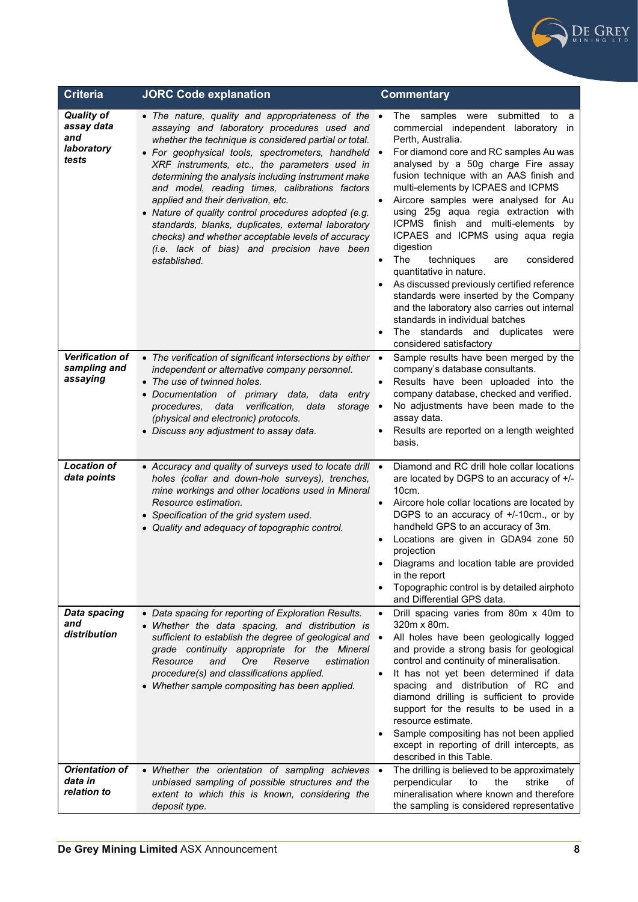| Criteria | JORC Code explanation | Commentary |
|---|---|---|
| ***Quality of assay data and laboratory tests*** | • *The nature, quality and appropriateness of the assaying and laboratory procedures used and whether the technique is considered partial or total.*<br>• *For geophysical tools, spectrometers, handheld XRF instruments, etc., the parameters used in determining the analysis including instrument make and model, reading times, calibrations factors applied and their derivation, etc.*<br>• *Nature of quality control procedures adopted (e.g. standards, blanks, duplicates, external laboratory checks) and whether acceptable levels of accuracy (i.e. lack of bias) and precision have been established.* | • The samples were submitted to a commercial independent laboratory in Perth, Australia.<br>• For diamond core and RC samples Au was analysed by a 50g charge Fire assay fusion technique with an AAS finish and multi-elements by ICPAES and ICPMS<br>• Aircore samples were analysed for Au using 25g aqua regia extraction with ICPMS finish and multi-elements by ICPAES and ICPMS using aqua regia digestion<br>• The techniques are considered quantitative in nature.<br>• As discussed previously certified reference standards were inserted by the Company and the laboratory also carries out internal standards in individual batches<br>• The standards and duplicates were considered satisfactory |
| ***Verification of sampling and assaying*** | • *The verification of significant intersections by either independent or alternative company personnel.*<br>• *The use of twinned holes.*<br>• *Documentation of primary data, data entry procedures, data verification, data storage (physical and electronic) protocols.*<br>• *Discuss any adjustment to assay data.* | • Sample results have been merged by the company's database consultants.<br>• Results have been uploaded into the company database, checked and verified.<br>• No adjustments have been made to the assay data.<br>• Results are reported on a length weighted basis. |
| ***Location of data points*** | • *Accuracy and quality of surveys used to locate drill holes (collar and down-hole surveys), trenches, mine workings and other locations used in Mineral Resource estimation.*<br>• *Specification of the grid system used.*<br>• *Quality and adequacy of topographic control.* | • Diamond and RC drill hole collar locations are located by DGPS to an accuracy of +/- 10cm.<br>• Aircore hole collar locations are located by DGPS to an accuracy of +/-10cm., or by handheld GPS to an accuracy of 3m.<br>• Locations are given in GDA94 zone 50 projection<br>• Diagrams and location table are provided in the report<br>• Topographic control is by detailed airphoto and Differential GPS data. |
| ***Data spacing and distribution*** | • *Data spacing for reporting of Exploration Results.*<br>• *Whether the data spacing, and distribution is sufficient to establish the degree of geological and grade continuity appropriate for the Mineral Resource and Ore Reserve estimation procedure(s) and classifications applied.*<br>• *Whether sample compositing has been applied.* | • Drill spacing varies from 80m x 40m to 320m x 80m.<br>• All holes have been geologically logged and provide a strong basis for geological control and continuity of mineralisation.<br>• It has not yet been determined if data spacing and distribution of RC and diamond drilling is sufficient to provide support for the results to be used in a resource estimate.<br>• Sample compositing has not been applied except in reporting of drill intercepts, as described in this Table. |
| ***Orientation of data in relation to*** | • *Whether the orientation of sampling achieves unbiased sampling of possible structures and the extent to which this is known, considering the deposit type.* | • The drilling is believed to be approximately perpendicular to the strike of mineralisation where known and therefore the sampling is considered representative |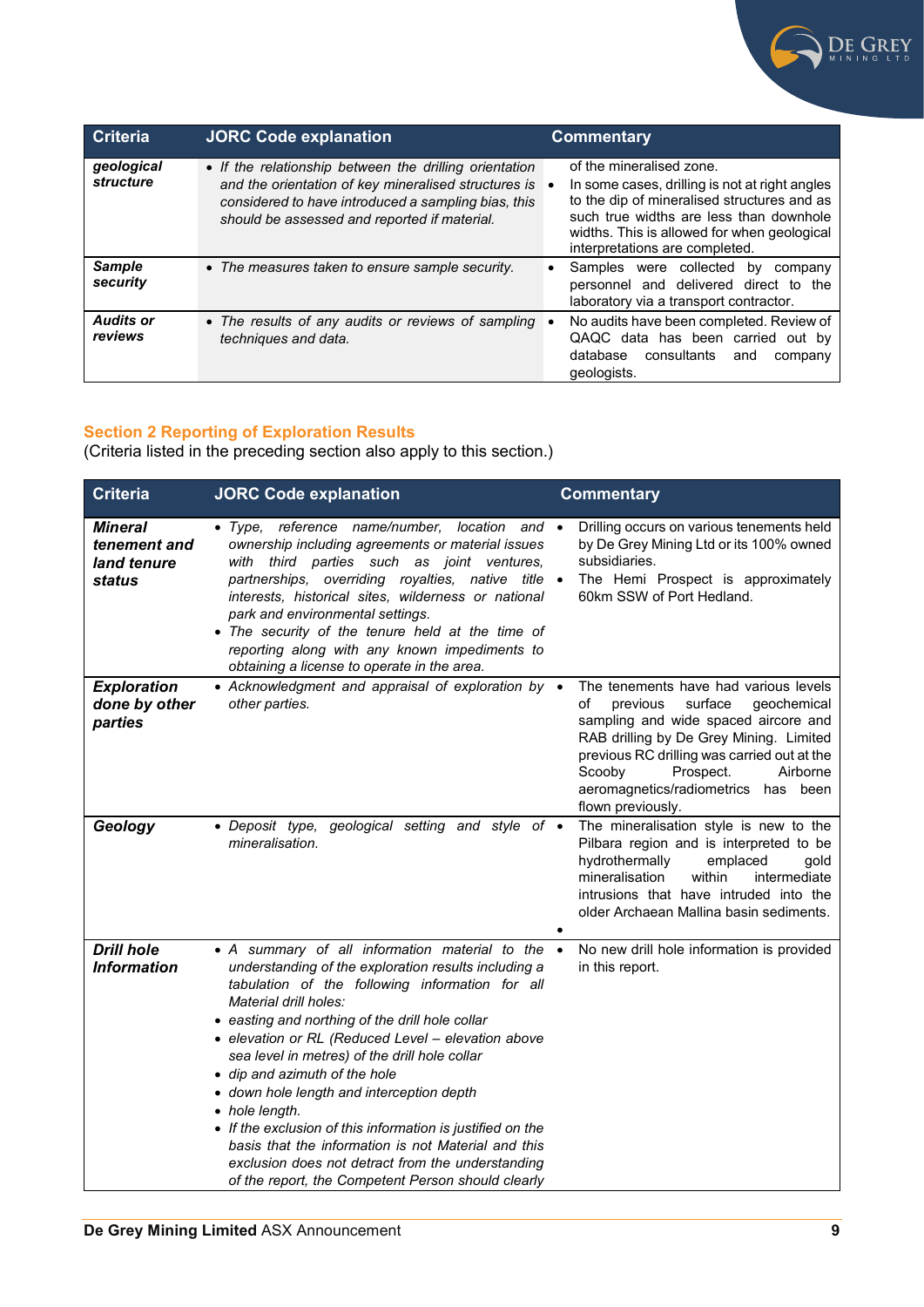| Criteria | JORC Code explanation | Commentary |
|---|---|---|
| ***geological structure*** | • *If the relationship between the drilling orientation and the orientation of key mineralised structures is considered to have introduced a sampling bias, this should be assessed and reported if material.* | of the mineralised zone.<br>• In some cases, drilling is not at right angles to the dip of mineralised structures and as such true widths are less than downhole widths. This is allowed for when geological interpretations are completed. |
| ***Sample security*** | • *The measures taken to ensure sample security.* | • Samples were collected by company personnel and delivered direct to the laboratory via a transport contractor. |
| ***Audits or reviews*** | • *The results of any audits or reviews of sampling techniques and data.* | • No audits have been completed. Review of QAQC data has been carried out by database consultants and company geologists. |

## Section 2 Reporting of Exploration Results

(Criteria listed in the preceding section also apply to this section.)

| Criteria | JORC Code explanation | Commentary |
|---|---|---|
| ***Mineral tenement and land tenure status*** | • *Type, reference name/number, location and ownership including agreements or material issues with third parties such as joint ventures, partnerships, overriding royalties, native title interests, historical sites, wilderness or national park and environmental settings.*<br>• *The security of the tenure held at the time of reporting along with any known impediments to obtaining a license to operate in the area.* | • Drilling occurs on various tenements held by De Grey Mining Ltd or its 100% owned subsidiaries.<br>• The Hemi Prospect is approximately 60km SSW of Port Hedland. |
| ***Exploration done by other parties*** | • *Acknowledgment and appraisal of exploration by other parties.* | • The tenements have had various levels of previous surface geochemical sampling and wide spaced aircore and RAB drilling by De Grey Mining. Limited previous RC drilling was carried out at the Scooby Prospect. Airborne aeromagnetics/radiometrics has been flown previously. |
| ***Geology*** | • *Deposit type, geological setting and style of mineralisation.* | • The mineralisation style is new to the Pilbara region and is interpreted to be hydrothermally emplaced gold mineralisation within intermediate intrusions that have intruded into the older Archaean Mallina basin sediments.<br>• |
| ***Drill hole Information*** | • *A summary of all information material to the understanding of the exploration results including a tabulation of the following information for all Material drill holes:*<br>• *easting and northing of the drill hole collar*<br>• *elevation or RL (Reduced Level – elevation above sea level in metres) of the drill hole collar*<br>• *dip and azimuth of the hole*<br>• *down hole length and interception depth*<br>• *hole length.*<br>• *If the exclusion of this information is justified on the basis that the information is not Material and this exclusion does not detract from the understanding of the report, the Competent Person should clearly* | • No new drill hole information is provided in this report. |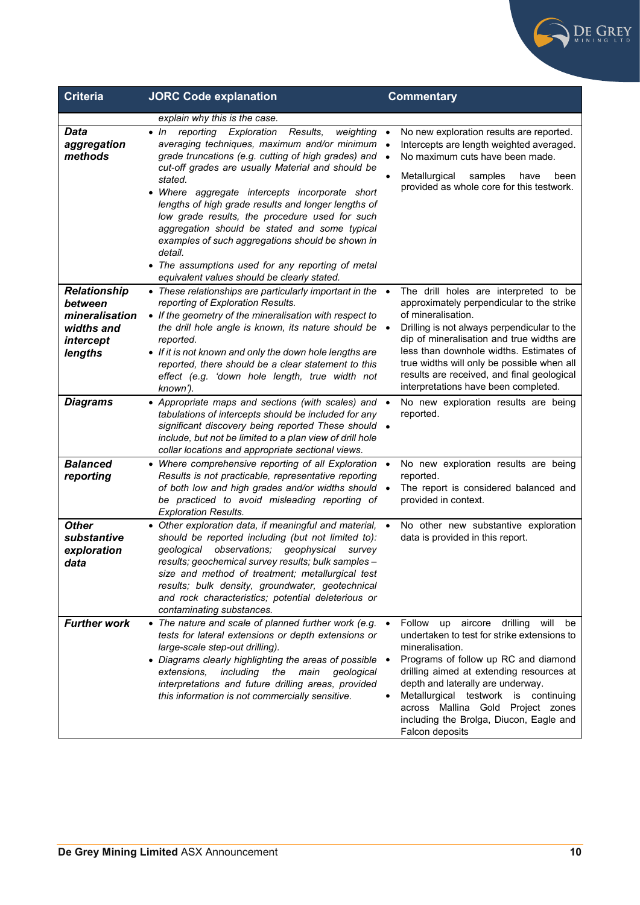| Criteria | JORC Code explanation | Commentary |
|---|---|---|
| | *explain why this is the case.* | |
| ***Data aggregation methods*** | • *In reporting Exploration Results, weighting averaging techniques, maximum and/or minimum grade truncations (e.g. cutting of high grades) and cut-off grades are usually Material and should be stated.*<br>• *Where aggregate intercepts incorporate short lengths of high grade results and longer lengths of low grade results, the procedure used for such aggregation should be stated and some typical examples of such aggregations should be shown in detail.*<br>• *The assumptions used for any reporting of metal equivalent values should be clearly stated.* | • No new exploration results are reported.<br>• Intercepts are length weighted averaged.<br>• No maximum cuts have been made.<br>• Metallurgical samples have been provided as whole core for this testwork. |
| ***Relationship between mineralisation widths and intercept lengths*** | • *These relationships are particularly important in the reporting of Exploration Results.*<br>• *If the geometry of the mineralisation with respect to the drill hole angle is known, its nature should be reported.*<br>• *If it is not known and only the down hole lengths are reported, there should be a clear statement to this effect (e.g. 'down hole length, true width not known').* | • The drill holes are interpreted to be approximately perpendicular to the strike of mineralisation.<br>• Drilling is not always perpendicular to the dip of mineralisation and true widths are less than downhole widths. Estimates of true widths will only be possible when all results are received, and final geological interpretations have been completed. |
| ***Diagrams*** | • *Appropriate maps and sections (with scales) and tabulations of intercepts should be included for any significant discovery being reported These should include, but not be limited to a plan view of drill hole collar locations and appropriate sectional views.* | • No new exploration results are being reported.<br>• |
| ***Balanced reporting*** | • *Where comprehensive reporting of all Exploration Results is not practicable, representative reporting of both low and high grades and/or widths should be practiced to avoid misleading reporting of Exploration Results.* | • No new exploration results are being reported.<br>• The report is considered balanced and provided in context. |
| ***Other substantive exploration data*** | • *Other exploration data, if meaningful and material, should be reported including (but not limited to): geological observations; geophysical survey results; geochemical survey results; bulk samples – size and method of treatment; metallurgical test results; bulk density, groundwater, geotechnical and rock characteristics; potential deleterious or contaminating substances.* | • No other new substantive exploration data is provided in this report. |
| ***Further work*** | • *The nature and scale of planned further work (e.g. tests for lateral extensions or depth extensions or large-scale step-out drilling).*<br>• *Diagrams clearly highlighting the areas of possible extensions, including the main geological interpretations and future drilling areas, provided this information is not commercially sensitive.* | • Follow up aircore drilling will be undertaken to test for strike extensions to mineralisation.<br>• Programs of follow up RC and diamond drilling aimed at extending resources at depth and laterally are underway.<br>• Metallurgical testwork is continuing across Mallina Gold Project zones including the Brolga, Diucon, Eagle and Falcon deposits |